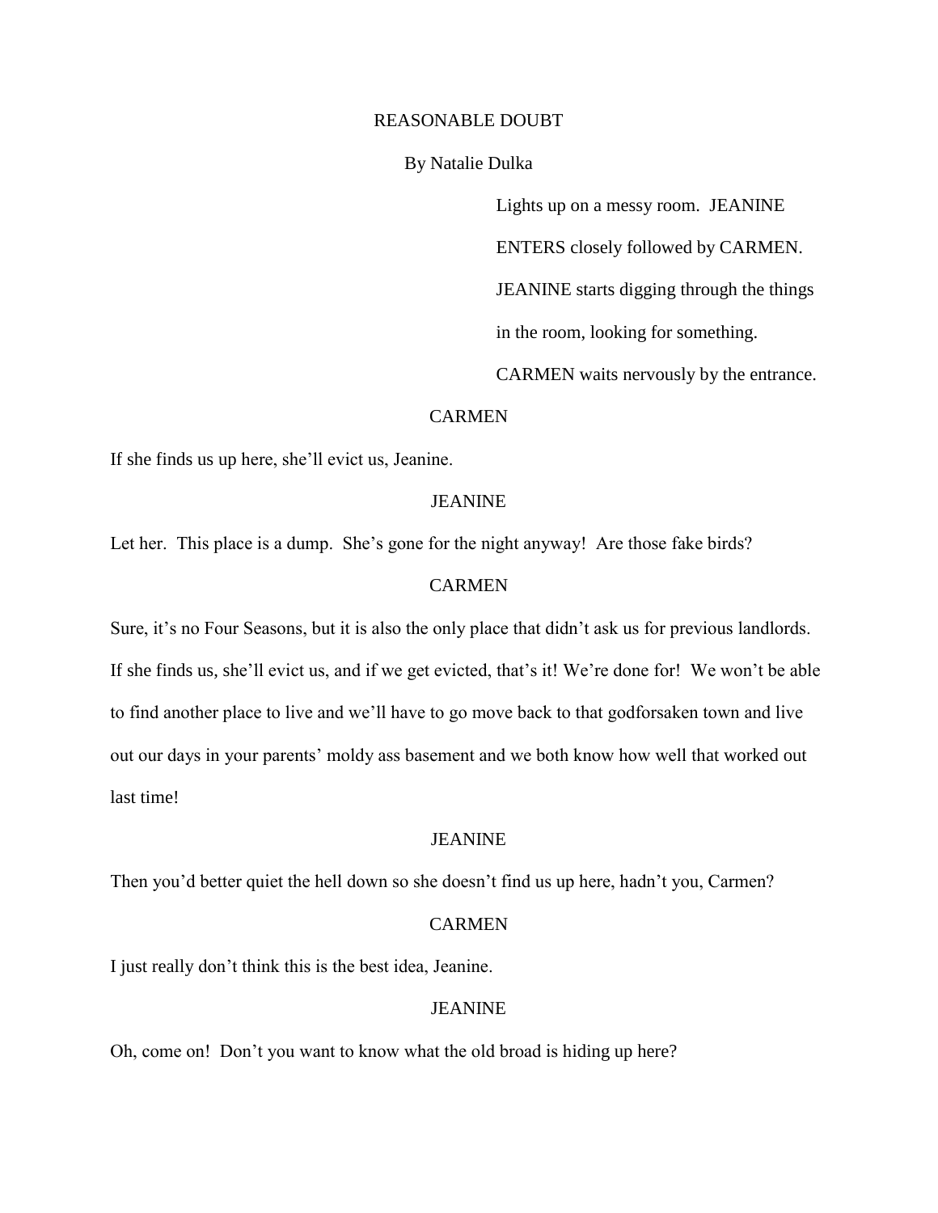# REASONABLE DOUBT

By Natalie Dulka

*Lights up on a messy room. JEANINE ENTERS closely followed by CARMEN. JEANINE starts digging through the things in the room, looking for something. CARMEN waits nervously by the entrance.*

CARMEN

If she finds us up here, she'll evict us, Jeanine.

JEANINE

Let her. This place is a dump. She's gone for the night anyway! Are those fake birds?

CARMEN

Sure, it's no Four Seasons, but it is also the only place that didn't ask us for previous landlords. If she finds us, she'll evict us, and if we get evicted, that's it! We're done for! We won't be able to find another place to live and we'll have to go move back to that godforsaken town and live out our days in your parents' moldy ass basement and we both know how well that worked out last time!

JEANINE

Then you'd better quiet the hell down so she doesn't find us up here, hadn't you, Carmen?

CARMEN

I just really don't think this is the best idea, Jeanine.

JEANINE

Oh, come on! Don't you want to know what the old broad is hiding up here?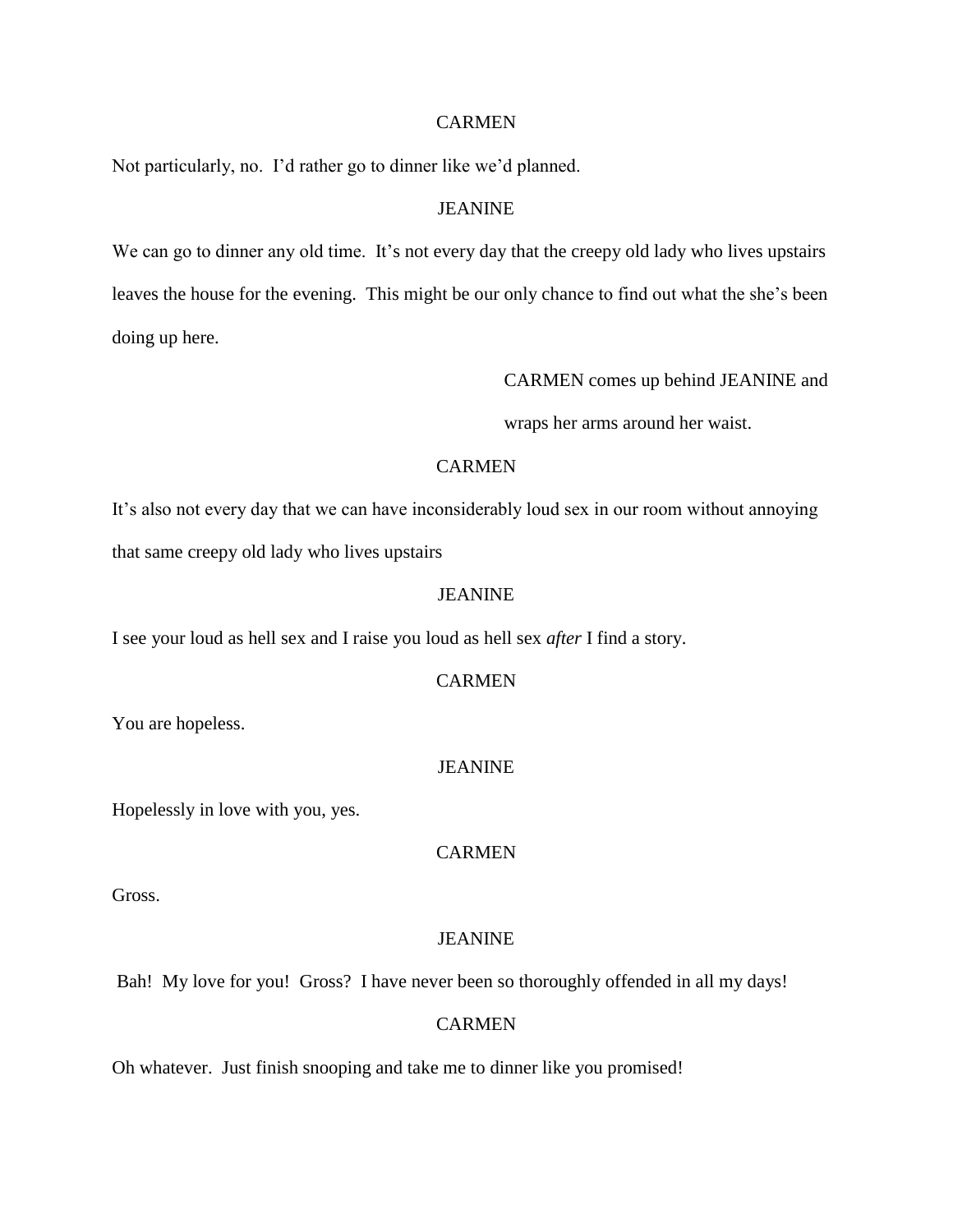CARMEN

Not particularly, no. I'd rather go to dinner like we'd planned.

JEANINE

We can go to dinner any old time. It's not every day that the creepy old lady who lives upstairs leaves the house for the evening. This might be our only chance to find out what the she's been doing up here.

CARMEN comes up behind JEANINE and wraps her arms around her waist.

CARMEN

It's also not every day that we can have inconsiderably loud sex in our room without annoying that same creepy old lady who lives upstairs

JEANINE

I see your loud as hell sex and I raise you loud as hell sex *after* I find a story.

CARMEN

You are hopeless.

JEANINE

Hopelessly in love with you, yes.

CARMEN

Gross.

JEANINE

Bah! My love for you! Gross? I have never been so thoroughly offended in all my days!

CARMEN

Oh whatever. Just finish snooping and take me to dinner like you promised!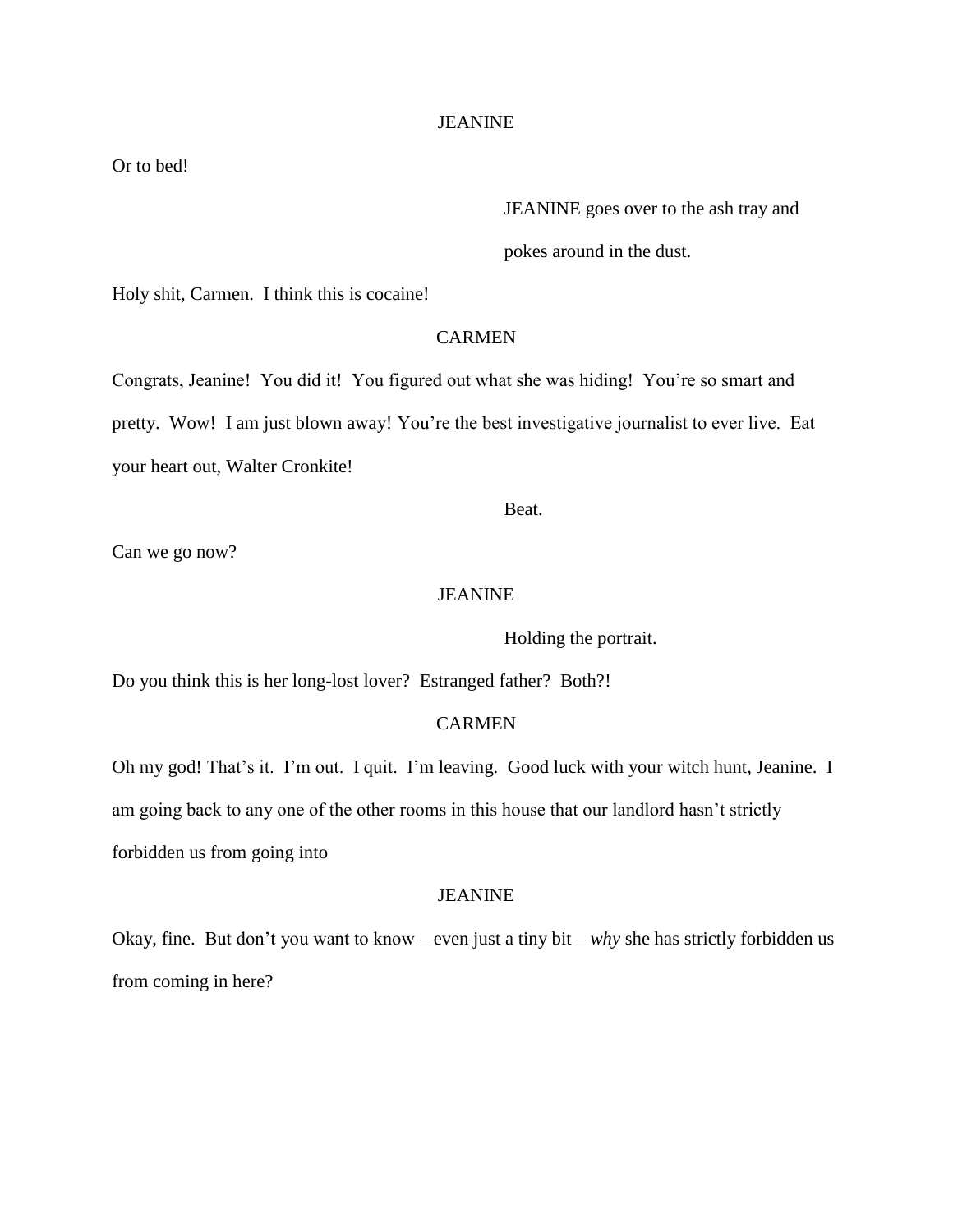JEANINE

Or to bed!

JEANINE goes over to the ash tray and pokes around in the dust.

Holy shit, Carmen. I think this is cocaine!

CARMEN

Congrats, Jeanine! You did it! You figured out what she was hiding! You're so smart and pretty. Wow! I am just blown away! You're the best investigative journalist to ever live. Eat your heart out, Walter Cronkite!

Beat.

Can we go now?

JEANINE

Holding the portrait.

Do you think this is her long-lost lover? Estranged father? Both?!

CARMEN

Oh my god! That's it. I'm out. I quit. I'm leaving. Good luck with your witch hunt, Jeanine. I am going back to any one of the other rooms in this house that our landlord hasn't strictly forbidden us from going into

JEANINE

Okay, fine. But don't you want to know – even just a tiny bit – *why* she has strictly forbidden us from coming in here?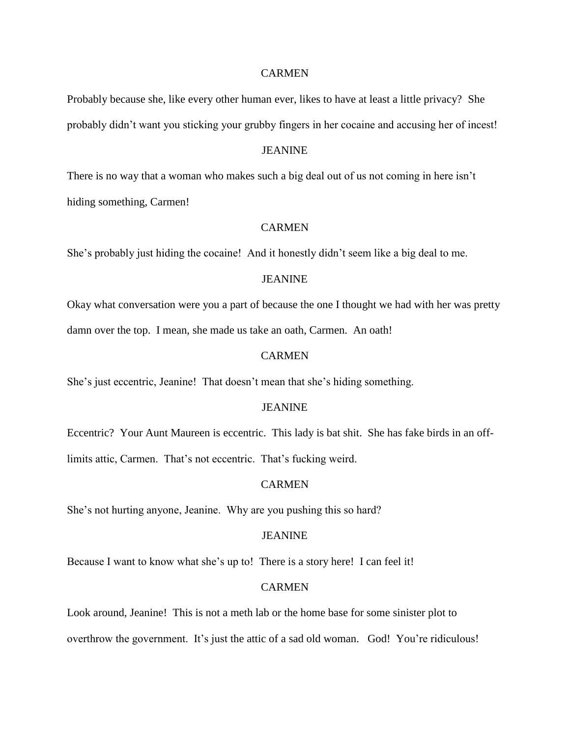CARMEN

Probably because she, like every other human ever, likes to have at least a little privacy? She probably didn't want you sticking your grubby fingers in her cocaine and accusing her of incest!

JEANINE

There is no way that a woman who makes such a big deal out of us not coming in here isn't hiding something, Carmen!

CARMEN

She's probably just hiding the cocaine! And it honestly didn't seem like a big deal to me.

JEANINE

Okay what conversation were you a part of because the one I thought we had with her was pretty damn over the top. I mean, she made us take an oath, Carmen. An oath!

CARMEN

She's just eccentric, Jeanine! That doesn't mean that she's hiding something.

JEANINE

Eccentric? Your Aunt Maureen is eccentric. This lady is bat shit. She has fake birds in an off-limits attic, Carmen. That's not eccentric. That's fucking weird.

CARMEN

She's not hurting anyone, Jeanine. Why are you pushing this so hard?

JEANINE

Because I want to know what she's up to! There is a story here! I can feel it!

CARMEN

Look around, Jeanine! This is not a meth lab or the home base for some sinister plot to overthrow the government. It's just the attic of a sad old woman. God! You're ridiculous!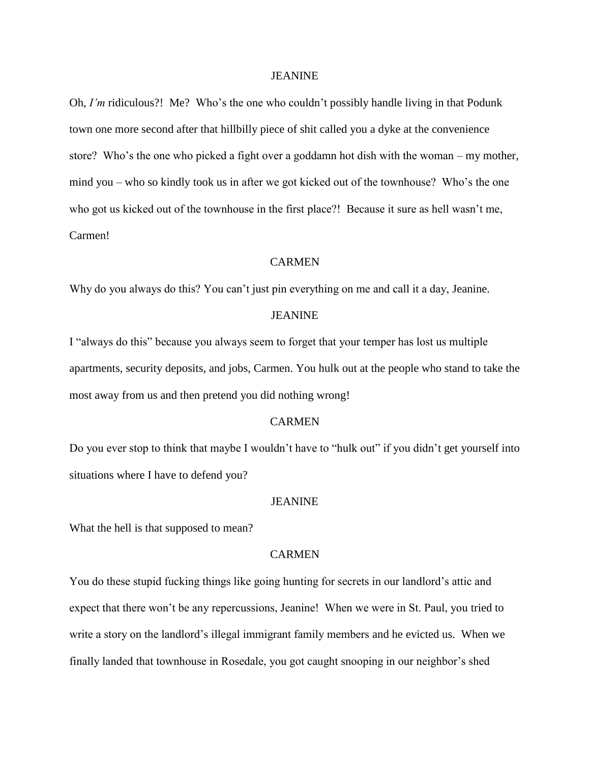JEANINE

Oh, *I'm* ridiculous?! Me? Who's the one who couldn't possibly handle living in that Podunk town one more second after that hillbilly piece of shit called you a dyke at the convenience store? Who's the one who picked a fight over a goddamn hot dish with the woman – my mother, mind you – who so kindly took us in after we got kicked out of the townhouse? Who's the one who got us kicked out of the townhouse in the first place?! Because it sure as hell wasn't me, Carmen!

CARMEN

Why do you always do this? You can't just pin everything on me and call it a day, Jeanine.

JEANINE

I "always do this" because you always seem to forget that your temper has lost us multiple apartments, security deposits, and jobs, Carmen. You hulk out at the people who stand to take the most away from us and then pretend you did nothing wrong!

CARMEN

Do you ever stop to think that maybe I wouldn't have to "hulk out" if you didn't get yourself into situations where I have to defend you?

JEANINE

What the hell is that supposed to mean?

CARMEN

You do these stupid fucking things like going hunting for secrets in our landlord's attic and expect that there won't be any repercussions, Jeanine! When we were in St. Paul, you tried to write a story on the landlord's illegal immigrant family members and he evicted us. When we finally landed that townhouse in Rosedale, you got caught snooping in our neighbor's shed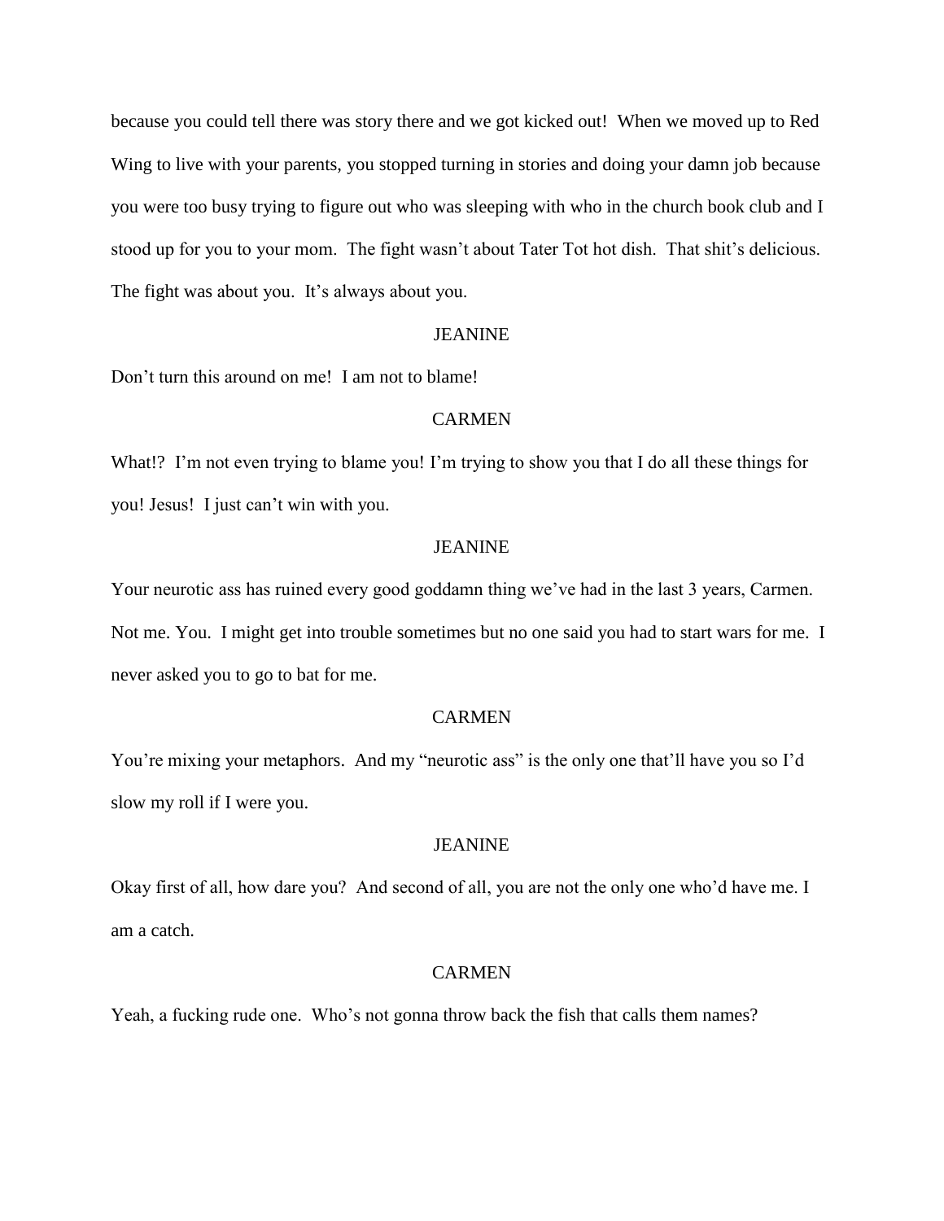because you could tell there was story there and we got kicked out! When we moved up to Red Wing to live with your parents, you stopped turning in stories and doing your damn job because you were too busy trying to figure out who was sleeping with who in the church book club and I stood up for you to your mom. The fight wasn't about Tater Tot hot dish. That shit's delicious. The fight was about you. It's always about you.

JEANINE

Don't turn this around on me! I am not to blame!

CARMEN

What!? I'm not even trying to blame you! I'm trying to show you that I do all these things for you! Jesus! I just can't win with you.

JEANINE

Your neurotic ass has ruined every good goddamn thing we've had in the last 3 years, Carmen. Not me. You. I might get into trouble sometimes but no one said you had to start wars for me. I never asked you to go to bat for me.

CARMEN

You're mixing your metaphors. And my "neurotic ass" is the only one that'll have you so I'd slow my roll if I were you.

JEANINE

Okay first of all, how dare you? And second of all, you are not the only one who'd have me. I am a catch.

CARMEN

Yeah, a fucking rude one. Who's not gonna throw back the fish that calls them names?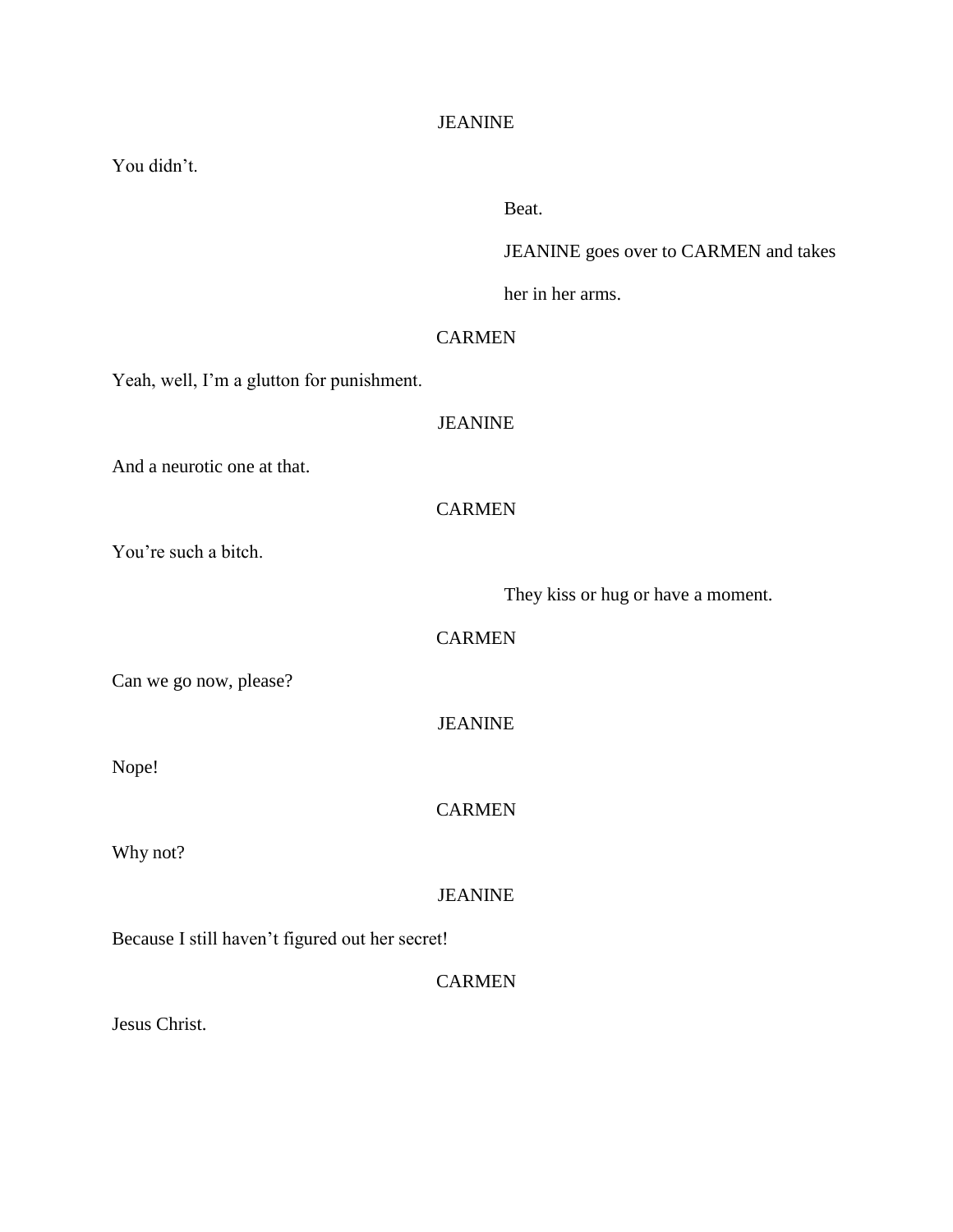JEANINE

You didn't.

Beat.

JEANINE goes over to CARMEN and takes her in her arms.

CARMEN

Yeah, well, I'm a glutton for punishment.

JEANINE

And a neurotic one at that.

CARMEN

You're such a bitch.

They kiss or hug or have a moment.

CARMEN

Can we go now, please?

JEANINE

Nope!

CARMEN

Why not?

JEANINE

Because I still haven't figured out her secret!

CARMEN

Jesus Christ.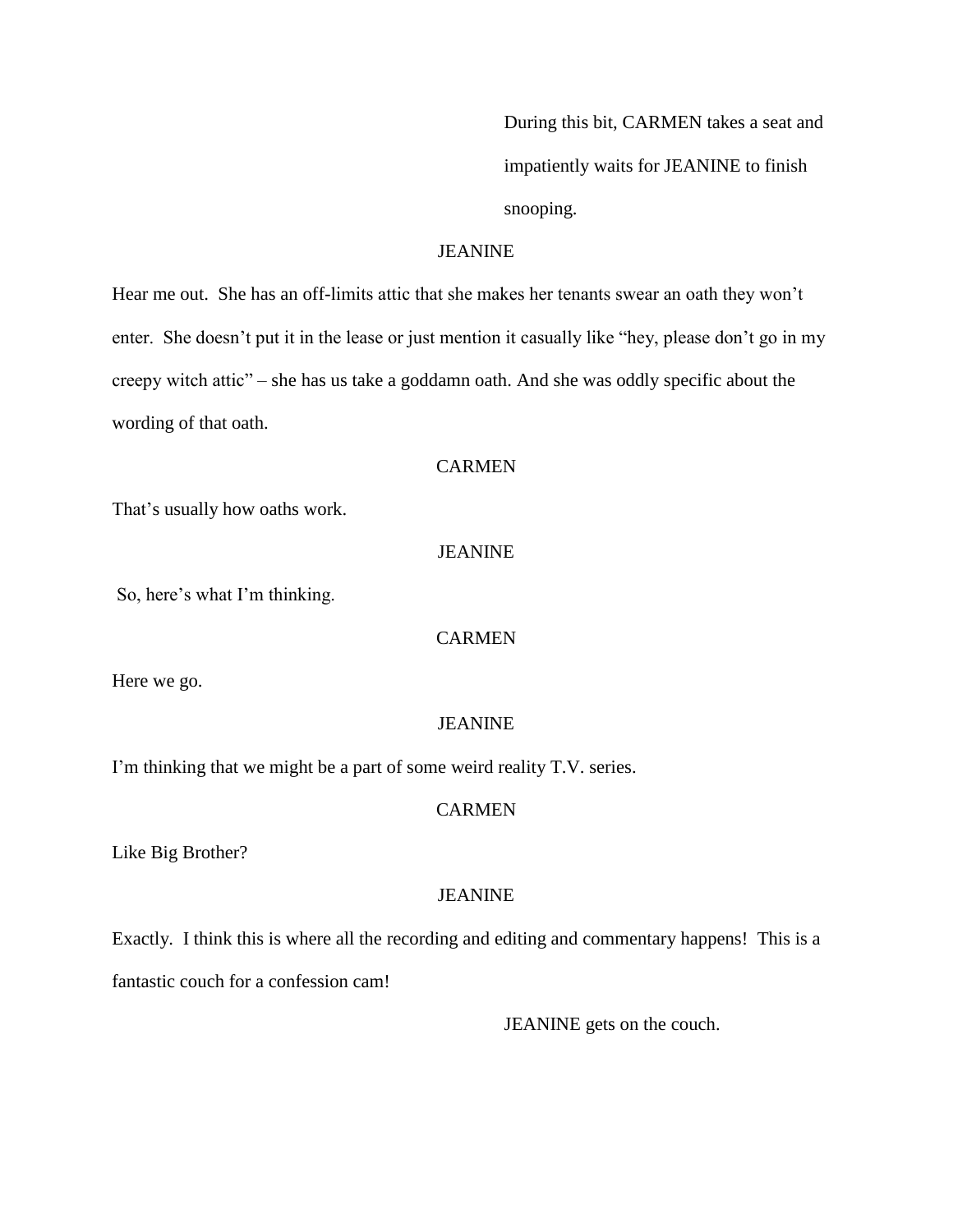During this bit, CARMEN takes a seat and impatiently waits for JEANINE to finish snooping.

JEANINE

Hear me out. She has an off-limits attic that she makes her tenants swear an oath they won't enter. She doesn't put it in the lease or just mention it casually like "hey, please don't go in my creepy witch attic" – she has us take a goddamn oath. And she was oddly specific about the wording of that oath.

CARMEN

That's usually how oaths work.

JEANINE

So, here's what I'm thinking.

CARMEN

Here we go.

JEANINE

I'm thinking that we might be a part of some weird reality T.V. series.

CARMEN

Like Big Brother?

JEANINE

Exactly. I think this is where all the recording and editing and commentary happens! This is a fantastic couch for a confession cam!

JEANINE gets on the couch.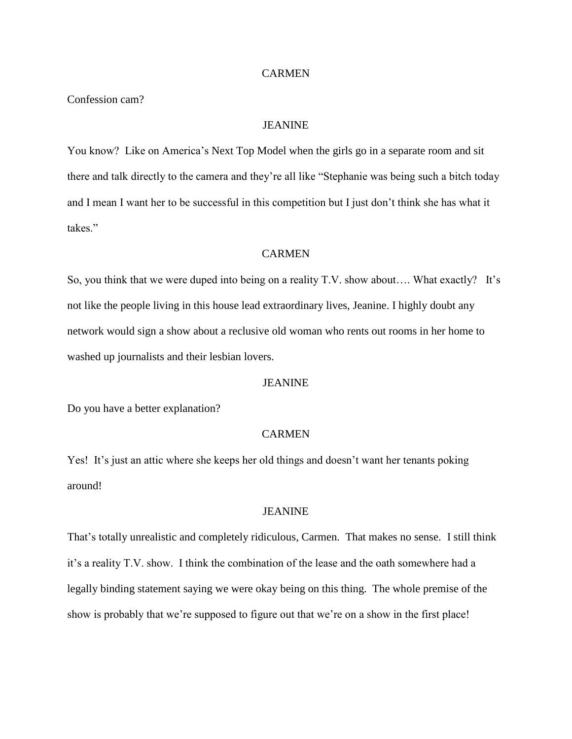CARMEN

Confession cam?

JEANINE

You know? Like on America's Next Top Model when the girls go in a separate room and sit there and talk directly to the camera and they're all like "Stephanie was being such a bitch today and I mean I want her to be successful in this competition but I just don't think she has what it takes."

CARMEN

So, you think that we were duped into being on a reality T.V. show about…. What exactly? It's not like the people living in this house lead extraordinary lives, Jeanine. I highly doubt any network would sign a show about a reclusive old woman who rents out rooms in her home to washed up journalists and their lesbian lovers.

JEANINE

Do you have a better explanation?

CARMEN

Yes! It's just an attic where she keeps her old things and doesn't want her tenants poking around!

JEANINE

That's totally unrealistic and completely ridiculous, Carmen. That makes no sense. I still think it's a reality T.V. show. I think the combination of the lease and the oath somewhere had a legally binding statement saying we were okay being on this thing. The whole premise of the show is probably that we're supposed to figure out that we're on a show in the first place!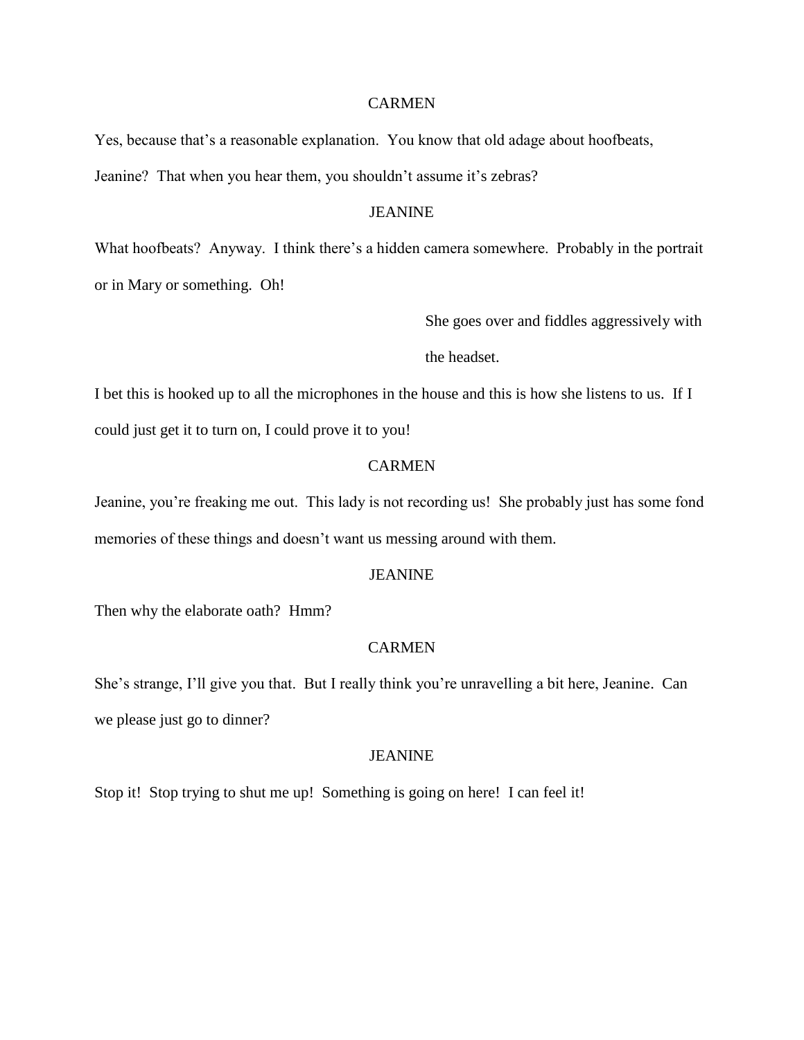CARMEN

Yes, because that's a reasonable explanation. You know that old adage about hoofbeats, Jeanine? That when you hear them, you shouldn't assume it's zebras?

JEANINE

What hoofbeats? Anyway. I think there's a hidden camera somewhere. Probably in the portrait or in Mary or something. Oh!

*She goes over and fiddles aggressively with the headset.*

I bet this is hooked up to all the microphones in the house and this is how she listens to us. If I could just get it to turn on, I could prove it to you!

CARMEN

Jeanine, you're freaking me out. This lady is not recording us! She probably just has some fond memories of these things and doesn't want us messing around with them.

JEANINE

Then why the elaborate oath? Hmm?

CARMEN

She's strange, I'll give you that. But I really think you're unravelling a bit here, Jeanine. Can we please just go to dinner?

JEANINE

Stop it! Stop trying to shut me up! Something is going on here! I can feel it!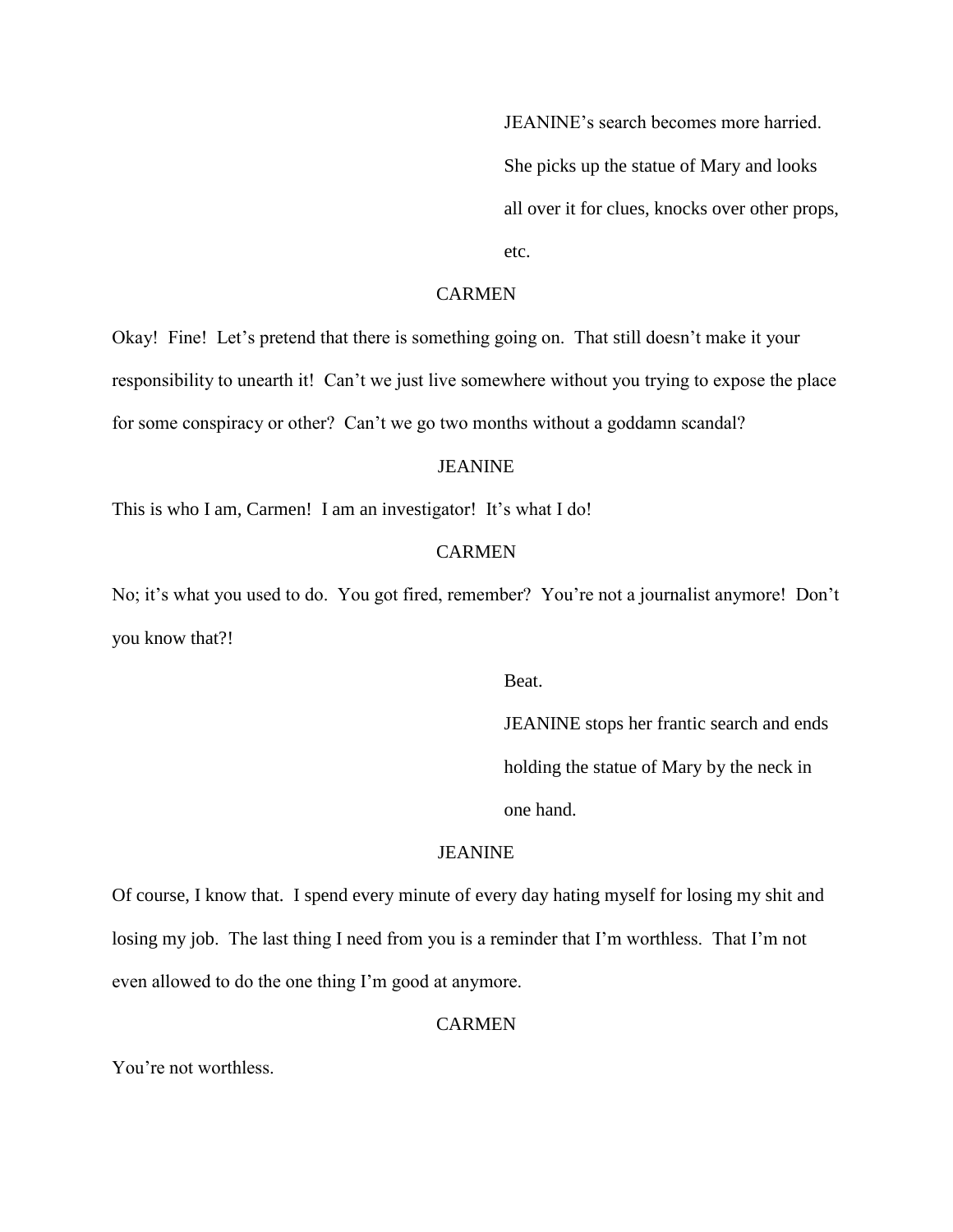JEANINE's search becomes more harried. She picks up the statue of Mary and looks all over it for clues, knocks over other props, etc.

CARMEN

Okay! Fine! Let's pretend that there is something going on. That still doesn't make it your responsibility to unearth it! Can't we just live somewhere without you trying to expose the place for some conspiracy or other? Can't we go two months without a goddamn scandal?

JEANINE

This is who I am, Carmen! I am an investigator! It's what I do!

CARMEN

No; it's what you used to do. You got fired, remember? You're not a journalist anymore! Don't you know that?!

Beat.

JEANINE stops her frantic search and ends holding the statue of Mary by the neck in one hand.

JEANINE

Of course, I know that. I spend every minute of every day hating myself for losing my shit and losing my job. The last thing I need from you is a reminder that I'm worthless. That I'm not even allowed to do the one thing I'm good at anymore.

CARMEN

You're not worthless.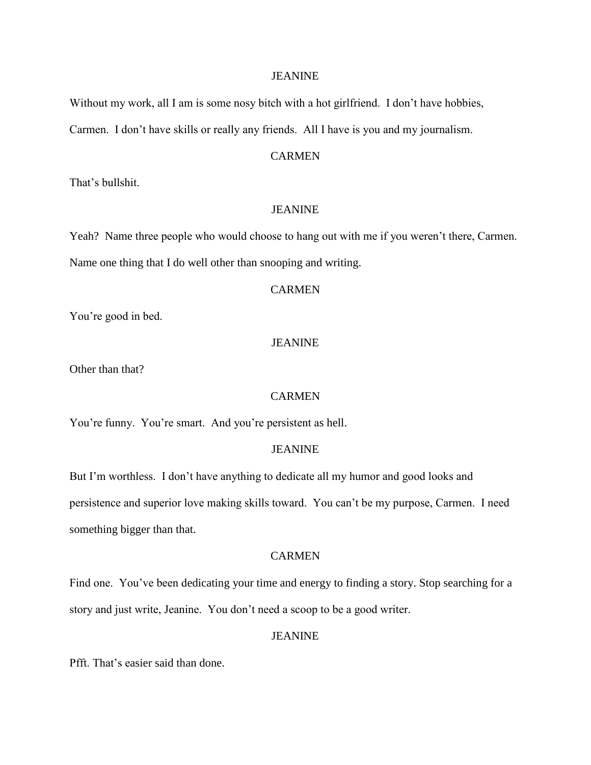JEANINE

Without my work, all I am is some nosy bitch with a hot girlfriend. I don't have hobbies, Carmen. I don't have skills or really any friends. All I have is you and my journalism.

CARMEN

That's bullshit.

JEANINE

Yeah? Name three people who would choose to hang out with me if you weren't there, Carmen. Name one thing that I do well other than snooping and writing.

CARMEN

You're good in bed.

JEANINE

Other than that?

CARMEN

You're funny. You're smart. And you're persistent as hell.

JEANINE

But I'm worthless. I don't have anything to dedicate all my humor and good looks and persistence and superior love making skills toward. You can't be my purpose, Carmen. I need something bigger than that.

CARMEN

Find one. You've been dedicating your time and energy to finding a story. Stop searching for a story and just write, Jeanine. You don't need a scoop to be a good writer.

JEANINE

Pfft. That's easier said than done.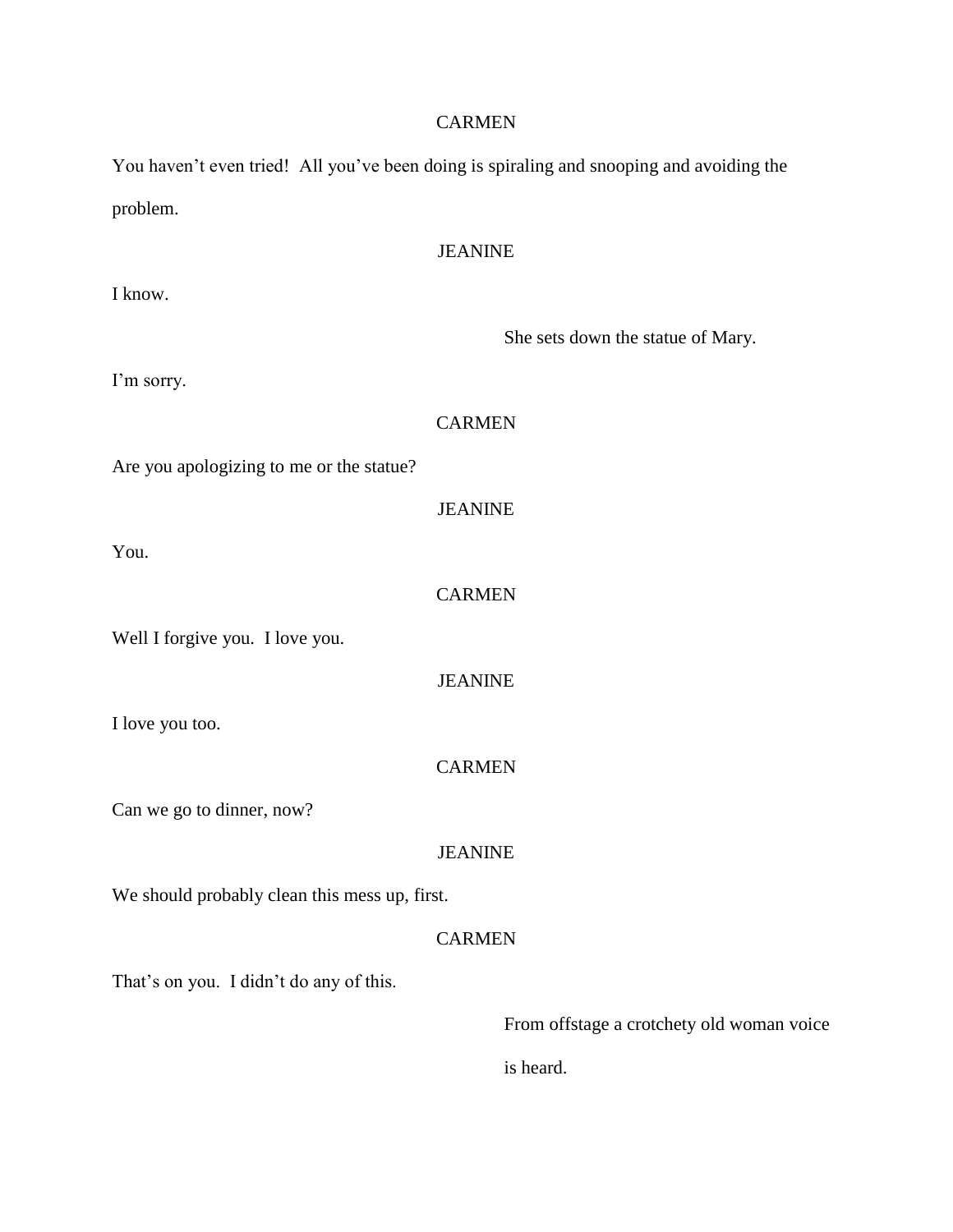CARMEN

You haven't even tried!  All you've been doing is spiraling and snooping and avoiding the problem.

JEANINE

I know.

*She sets down the statue of Mary.*

I'm sorry.

CARMEN

Are you apologizing to me or the statue?

JEANINE

You.

CARMEN

Well I forgive you.  I love you.

JEANINE

I love you too.

CARMEN

Can we go to dinner, now?

JEANINE

We should probably clean this mess up, first.

CARMEN

That's on you.  I didn't do any of this.

*From offstage a crotchety old woman voice is heard.*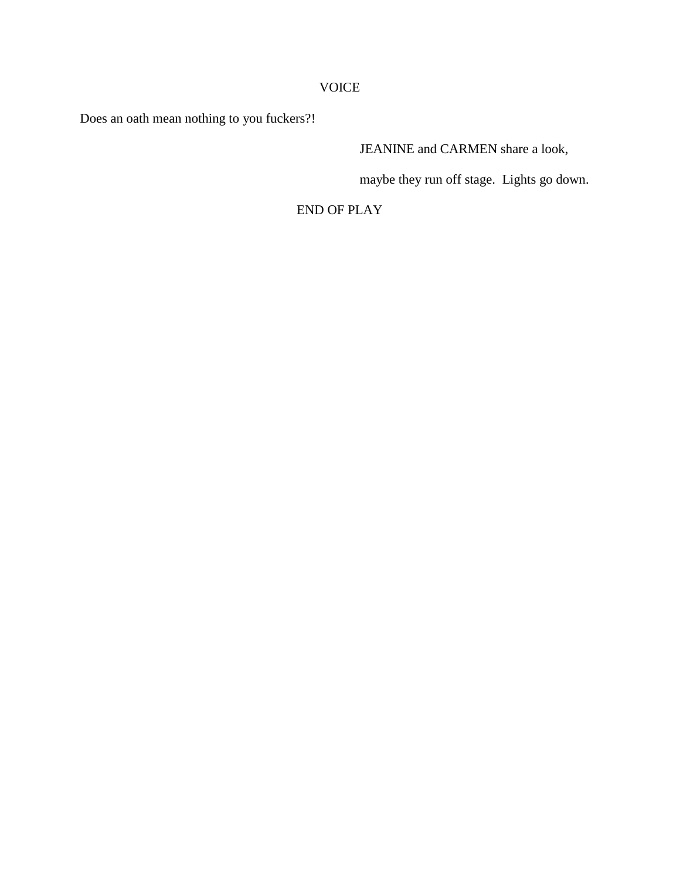VOICE

Does an oath mean nothing to you fuckers?!

JEANINE and CARMEN share a look,

maybe they run off stage.  Lights go down.

END OF PLAY